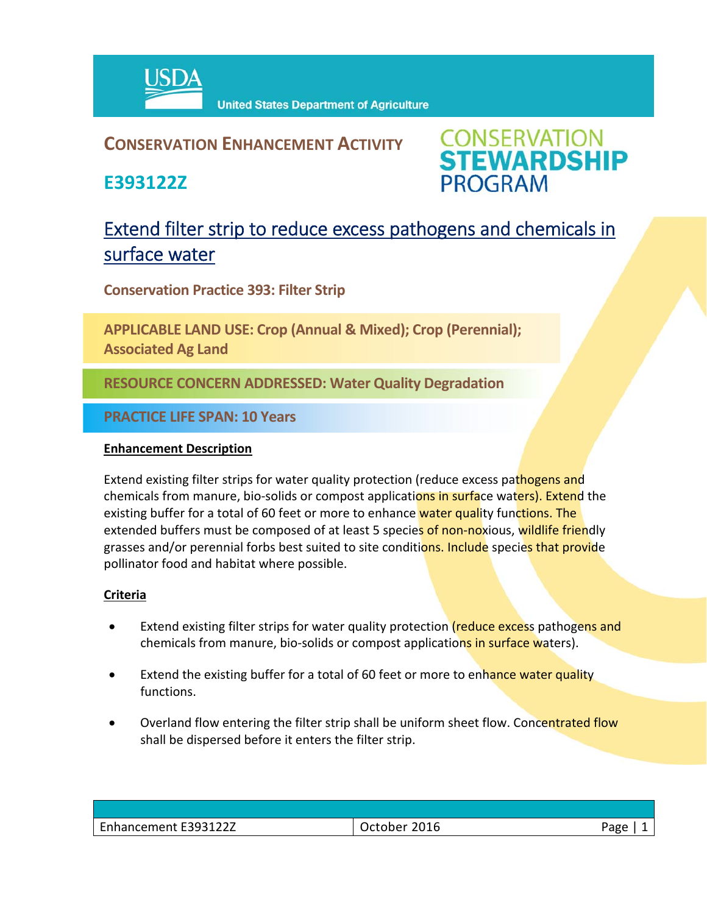United States Department of Agriculture

# CONSERVATION ENHANCEMENT ACTIVITY

## E393122Z

CONSERVATION STEWARDSHIP PROGRAM

## Extend filter strip to reduce excess pathogens and chemicals in surface water

**Conservation Practice 393: Filter Strip**

**APPLICABLE LAND USE: Crop (Annual & Mixed); Crop (Perennial); Associated Ag Land**

**RESOURCE CONCERN ADDRESSED: Water Quality Degradation**

**PRACTICE LIFE SPAN: 10 Years**

### Enhancement Description

Extend existing filter strips for water quality protection (reduce excess pathogens and chemicals from manure, bio-solids or compost applications in surface waters). Extend the existing buffer for a total of 60 feet or more to enhance water quality functions. The extended buffers must be composed of at least 5 species of non-noxious, wildlife friendly grasses and/or perennial forbs best suited to site conditions. Include species that provide pollinator food and habitat where possible.

### Criteria

- Extend existing filter strips for water quality protection (reduce excess pathogens and chemicals from manure, bio-solids or compost applications in surface waters).
- Extend the existing buffer for a total of 60 feet or more to enhance water quality functions.
- Overland flow entering the filter strip shall be uniform sheet flow. Concentrated flow shall be dispersed before it enters the filter strip.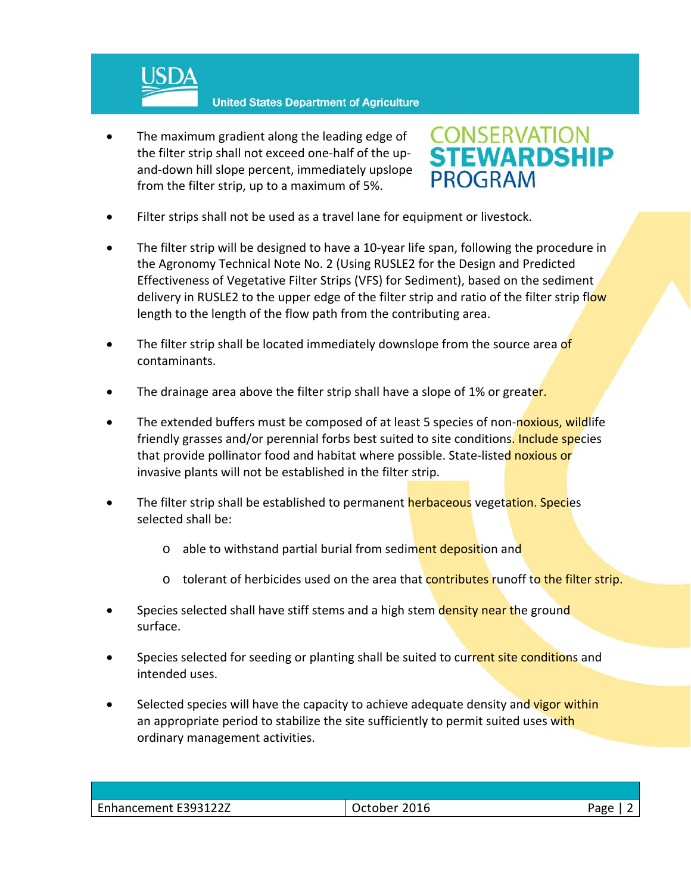- The maximum gradient along the leading edge of the filter strip shall not exceed one-half of the up-and-down hill slope percent, immediately upslope from the filter strip, up to a maximum of 5%.
- Filter strips shall not be used as a travel lane for equipment or livestock.
- The filter strip will be designed to have a 10-year life span, following the procedure in the Agronomy Technical Note No. 2 (Using RUSLE2 for the Design and Predicted Effectiveness of Vegetative Filter Strips (VFS) for Sediment), based on the sediment delivery in RUSLE2 to the upper edge of the filter strip and ratio of the filter strip flow length to the length of the flow path from the contributing area.
- The filter strip shall be located immediately downslope from the source area of contaminants.
- The drainage area above the filter strip shall have a slope of 1% or greater.
- The extended buffers must be composed of at least 5 species of non-noxious, wildlife friendly grasses and/or perennial forbs best suited to site conditions. Include species that provide pollinator food and habitat where possible. State-listed noxious or invasive plants will not be established in the filter strip.
- The filter strip shall be established to permanent herbaceous vegetation. Species selected shall be:
  - able to withstand partial burial from sediment deposition and
  - tolerant of herbicides used on the area that contributes runoff to the filter strip.
- Species selected shall have stiff stems and a high stem density near the ground surface.
- Species selected for seeding or planting shall be suited to current site conditions and intended uses.
- Selected species will have the capacity to achieve adequate density and vigor within an appropriate period to stabilize the site sufficiently to permit suited uses with ordinary management activities.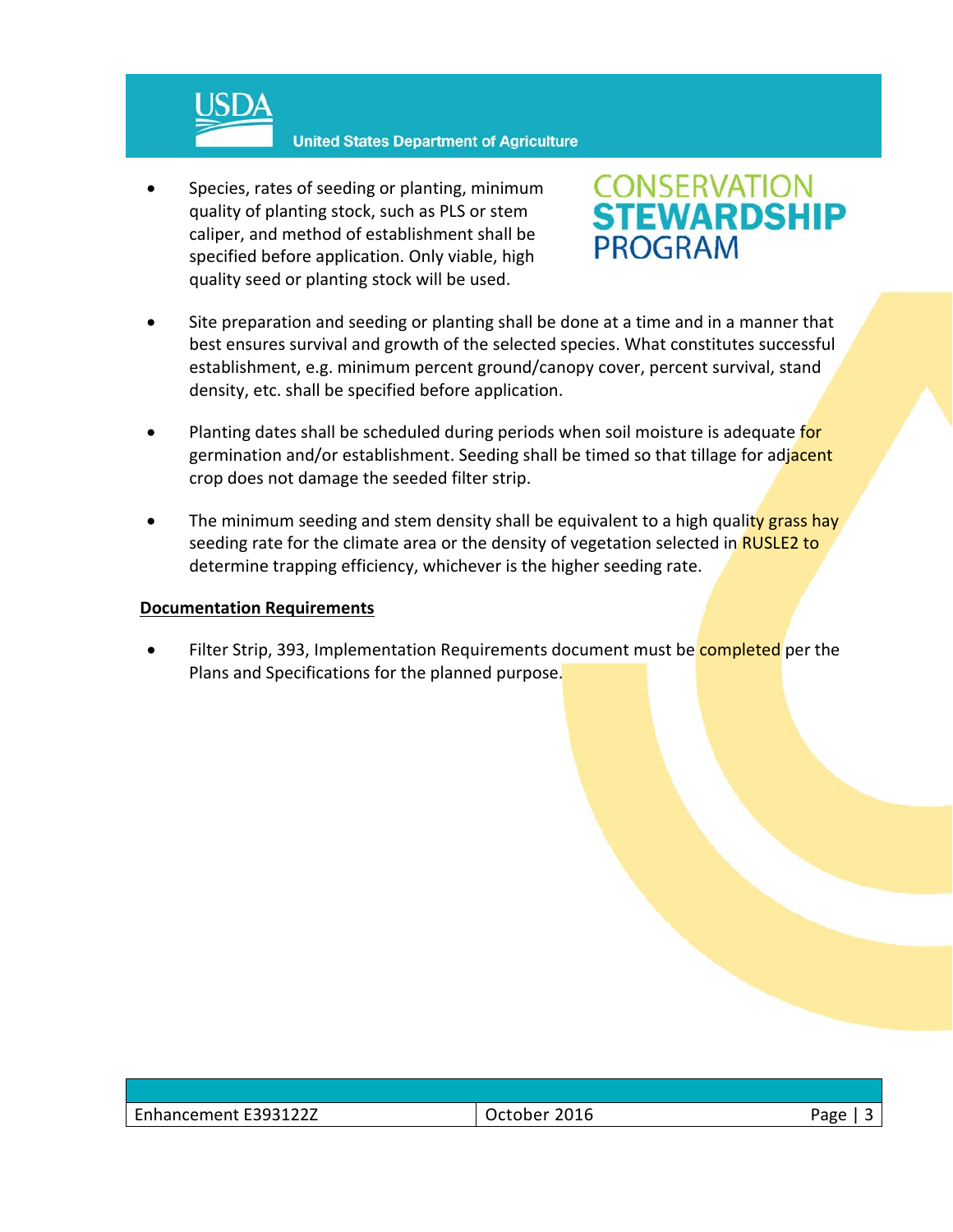- Species, rates of seeding or planting, minimum quality of planting stock, such as PLS or stem caliper, and method of establishment shall be specified before application. Only viable, high quality seed or planting stock will be used.

- Site preparation and seeding or planting shall be done at a time and in a manner that best ensures survival and growth of the selected species. What constitutes successful establishment, e.g. minimum percent ground/canopy cover, percent survival, stand density, etc. shall be specified before application.

- Planting dates shall be scheduled during periods when soil moisture is adequate for germination and/or establishment. Seeding shall be timed so that tillage for adjacent crop does not damage the seeded filter strip.

- The minimum seeding and stem density shall be equivalent to a high quality grass hay seeding rate for the climate area or the density of vegetation selected in RUSLE2 to determine trapping efficiency, whichever is the higher seeding rate.

**Documentation Requirements**

- Filter Strip, 393, Implementation Requirements document must be completed per the Plans and Specifications for the planned purpose.